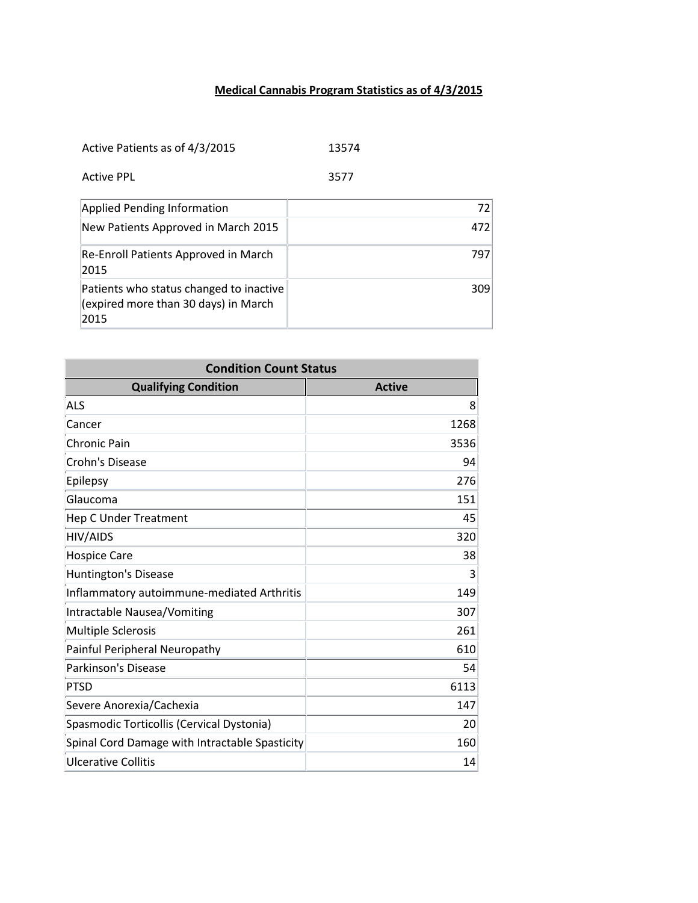# Medical Cannabis Program Statistics as of 4/3/2015

| | |
|---|---|
| Active Patients as of 4/3/2015 | 13574 |
| Active PPL | 3577 |

| | |
|---|---|
| Applied Pending Information | 72 |
| New Patients Approved in March 2015 | 472 |
| Re-Enroll Patients Approved in March 2015 | 797 |
| Patients who status changed to inactive (expired more than 30 days) in March 2015 | 309 |

| Condition Count Status | |
|---|---|
| **Qualifying Condition** | **Active** |
| ALS | 8 |
| Cancer | 1268 |
| Chronic Pain | 3536 |
| Crohn's Disease | 94 |
| Epilepsy | 276 |
| Glaucoma | 151 |
| Hep C Under Treatment | 45 |
| HIV/AIDS | 320 |
| Hospice Care | 38 |
| Huntington's Disease | 3 |
| Inflammatory autoimmune-mediated Arthritis | 149 |
| Intractable Nausea/Vomiting | 307 |
| Multiple Sclerosis | 261 |
| Painful Peripheral Neuropathy | 610 |
| Parkinson's Disease | 54 |
| PTSD | 6113 |
| Severe Anorexia/Cachexia | 147 |
| Spasmodic Torticollis (Cervical Dystonia) | 20 |
| Spinal Cord Damage with Intractable Spasticity | 160 |
| Ulcerative Collitis | 14 |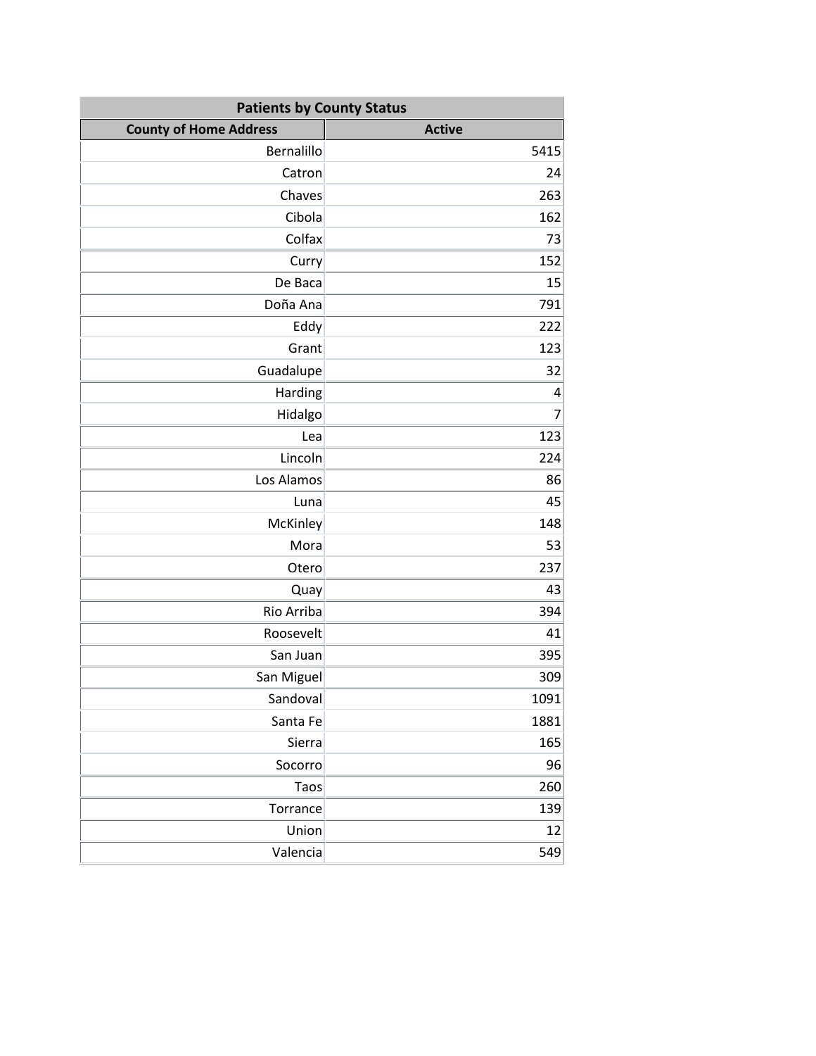| Patients by County Status | |
|---|---|
| County of Home Address | Active |
| Bernalillo | 5415 |
| Catron | 24 |
| Chaves | 263 |
| Cibola | 162 |
| Colfax | 73 |
| Curry | 152 |
| De Baca | 15 |
| Doña Ana | 791 |
| Eddy | 222 |
| Grant | 123 |
| Guadalupe | 32 |
| Harding | 4 |
| Hidalgo | 7 |
| Lea | 123 |
| Lincoln | 224 |
| Los Alamos | 86 |
| Luna | 45 |
| McKinley | 148 |
| Mora | 53 |
| Otero | 237 |
| Quay | 43 |
| Rio Arriba | 394 |
| Roosevelt | 41 |
| San Juan | 395 |
| San Miguel | 309 |
| Sandoval | 1091 |
| Santa Fe | 1881 |
| Sierra | 165 |
| Socorro | 96 |
| Taos | 260 |
| Torrance | 139 |
| Union | 12 |
| Valencia | 549 |